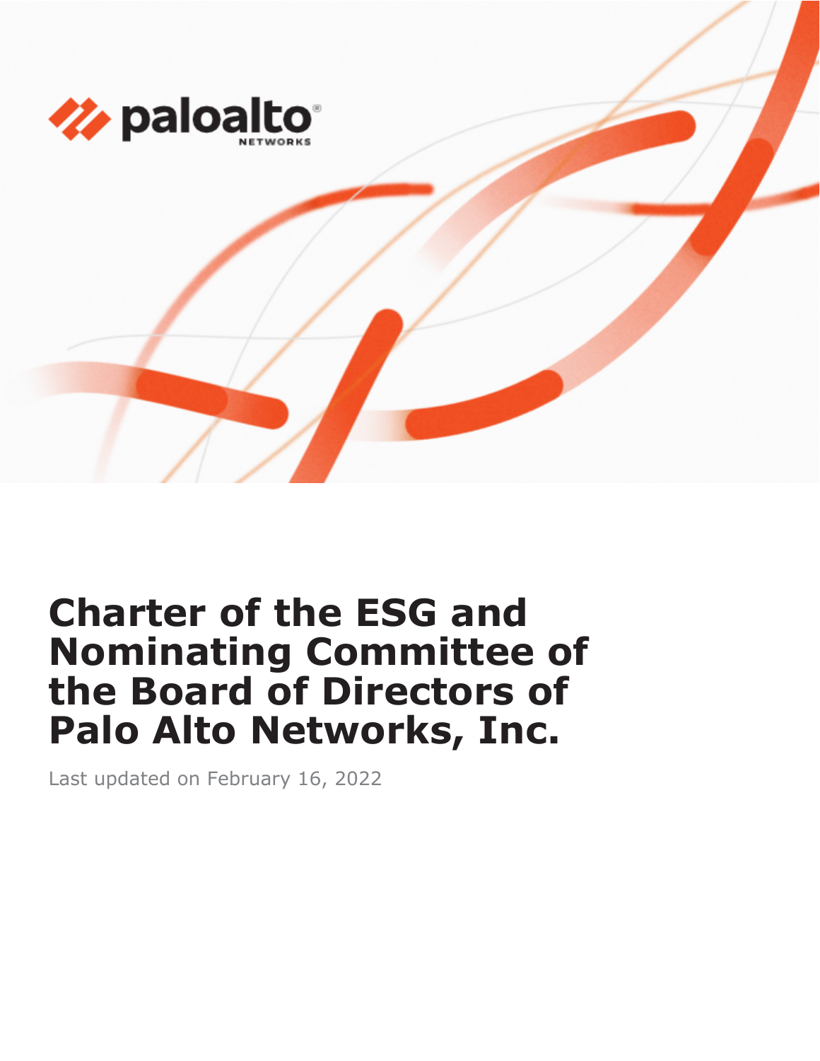# Charter of the ESG and Nominating Committee of the Board of Directors of Palo Alto Networks, Inc.

Last updated on February 16, 2022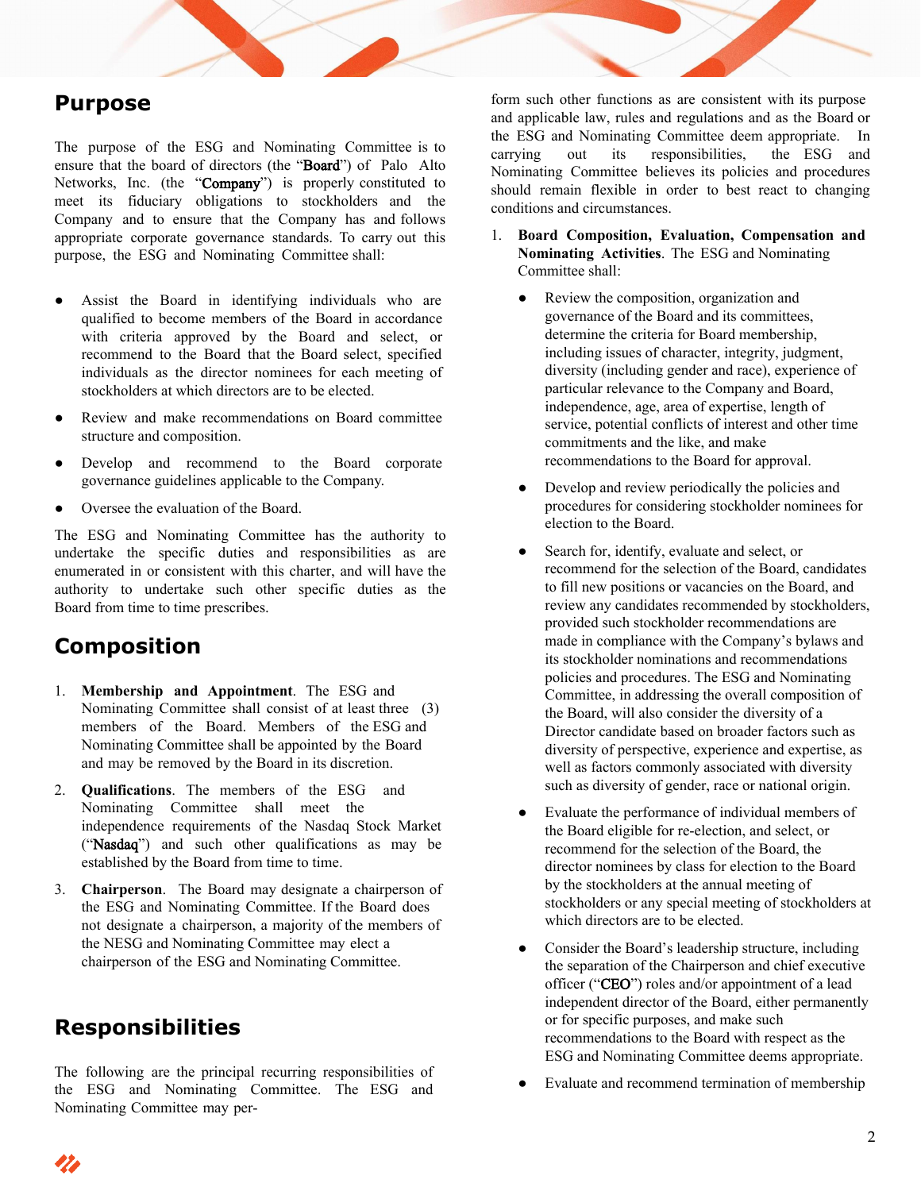## Purpose

The purpose of the ESG and Nominating Committee is to ensure that the board of directors (the "**Board**") of Palo Alto Networks, Inc. (the "**Company**") is properly constituted to meet its fiduciary obligations to stockholders and the Company and to ensure that the Company has and follows appropriate corporate governance standards. To carry out this purpose, the ESG and Nominating Committee shall:

- Assist the Board in identifying individuals who are qualified to become members of the Board in accordance with criteria approved by the Board and select, or recommend to the Board that the Board select, specified individuals as the director nominees for each meeting of stockholders at which directors are to be elected.
- Review and make recommendations on Board committee structure and composition.
- Develop and recommend to the Board corporate governance guidelines applicable to the Company.
- Oversee the evaluation of the Board.

The ESG and Nominating Committee has the authority to undertake the specific duties and responsibilities as are enumerated in or consistent with this charter, and will have the authority to undertake such other specific duties as the Board from time to time prescribes.

## Composition

1. **Membership and Appointment**. The ESG and Nominating Committee shall consist of at least three (3) members of the Board. Members of the ESG and Nominating Committee shall be appointed by the Board and may be removed by the Board in its discretion.
2. **Qualifications**. The members of the ESG and Nominating Committee shall meet the independence requirements of the Nasdaq Stock Market ("**Nasdaq**") and such other qualifications as may be established by the Board from time to time.
3. **Chairperson**. The Board may designate a chairperson of the ESG and Nominating Committee. If the Board does not designate a chairperson, a majority of the members of the NESG and Nominating Committee may elect a chairperson of the ESG and Nominating Committee.

## Responsibilities

The following are the principal recurring responsibilities of the ESG and Nominating Committee. The ESG and Nominating Committee may perform such other functions as are consistent with its purpose and applicable law, rules and regulations and as the Board or the ESG and Nominating Committee deem appropriate. In carrying out its responsibilities, the ESG and Nominating Committee believes its policies and procedures should remain flexible in order to best react to changing conditions and circumstances.

1. **Board Composition, Evaluation, Compensation and Nominating Activities**. The ESG and Nominating Committee shall:
   - Review the composition, organization and governance of the Board and its committees, determine the criteria for Board membership, including issues of character, integrity, judgment, diversity (including gender and race), experience of particular relevance to the Company and Board, independence, age, area of expertise, length of service, potential conflicts of interest and other time commitments and the like, and make recommendations to the Board for approval.
   - Develop and review periodically the policies and procedures for considering stockholder nominees for election to the Board.
   - Search for, identify, evaluate and select, or recommend for the selection of the Board, candidates to fill new positions or vacancies on the Board, and review any candidates recommended by stockholders, provided such stockholder recommendations are made in compliance with the Company's bylaws and its stockholder nominations and recommendations policies and procedures. The ESG and Nominating Committee, in addressing the overall composition of the Board, will also consider the diversity of a Director candidate based on broader factors such as diversity of perspective, experience and expertise, as well as factors commonly associated with diversity such as diversity of gender, race or national origin.
   - Evaluate the performance of individual members of the Board eligible for re-election, and select, or recommend for the selection of the Board, the director nominees by class for election to the Board by the stockholders at the annual meeting of stockholders or any special meeting of stockholders at which directors are to be elected.
   - Consider the Board's leadership structure, including the separation of the Chairperson and chief executive officer ("**CEO**") roles and/or appointment of a lead independent director of the Board, either permanently or for specific purposes, and make such recommendations to the Board with respect as the ESG and Nominating Committee deems appropriate.
   - Evaluate and recommend termination of membership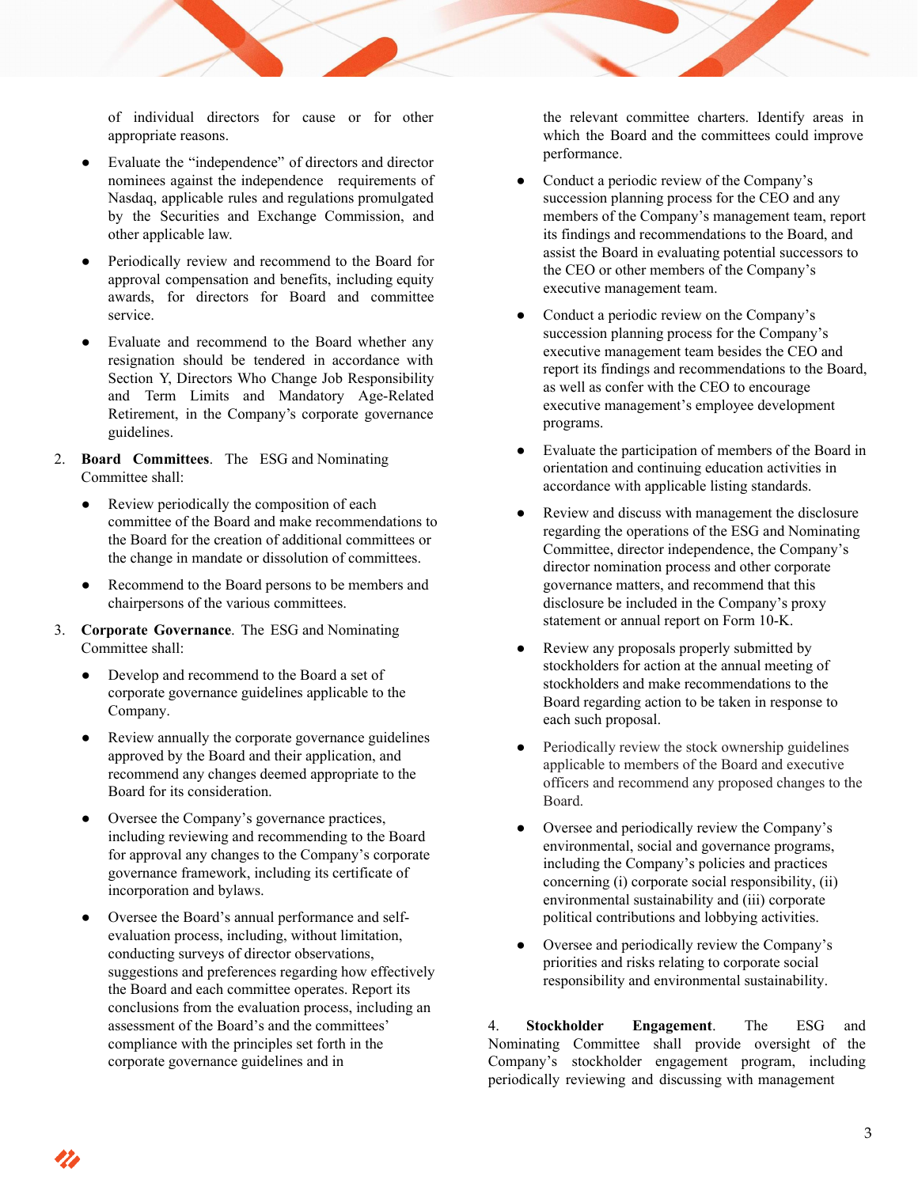of individual directors for cause or for other appropriate reasons.

- Evaluate the "independence" of directors and director nominees against the independence requirements of Nasdaq, applicable rules and regulations promulgated by the Securities and Exchange Commission, and other applicable law.
- Periodically review and recommend to the Board for approval compensation and benefits, including equity awards, for directors for Board and committee service.
- Evaluate and recommend to the Board whether any resignation should be tendered in accordance with Section Y, Directors Who Change Job Responsibility and Term Limits and Mandatory Age-Related Retirement, in the Company's corporate governance guidelines.

2. **Board Committees**. The ESG and Nominating Committee shall:

- Review periodically the composition of each committee of the Board and make recommendations to the Board for the creation of additional committees or the change in mandate or dissolution of committees.
- Recommend to the Board persons to be members and chairpersons of the various committees.

3. **Corporate Governance**. The ESG and Nominating Committee shall:

- Develop and recommend to the Board a set of corporate governance guidelines applicable to the Company.
- Review annually the corporate governance guidelines approved by the Board and their application, and recommend any changes deemed appropriate to the Board for its consideration.
- Oversee the Company's governance practices, including reviewing and recommending to the Board for approval any changes to the Company's corporate governance framework, including its certificate of incorporation and bylaws.
- Oversee the Board's annual performance and self-evaluation process, including, without limitation, conducting surveys of director observations, suggestions and preferences regarding how effectively the Board and each committee operates. Report its conclusions from the evaluation process, including an assessment of the Board's and the committees' compliance with the principles set forth in the corporate governance guidelines and in the relevant committee charters. Identify areas in which the Board and the committees could improve performance.
- Conduct a periodic review of the Company's succession planning process for the CEO and any members of the Company's management team, report its findings and recommendations to the Board, and assist the Board in evaluating potential successors to the CEO or other members of the Company's executive management team.
- Conduct a periodic review on the Company's succession planning process for the Company's executive management team besides the CEO and report its findings and recommendations to the Board, as well as confer with the CEO to encourage executive management's employee development programs.
- Evaluate the participation of members of the Board in orientation and continuing education activities in accordance with applicable listing standards.
- Review and discuss with management the disclosure regarding the operations of the ESG and Nominating Committee, director independence, the Company's director nomination process and other corporate governance matters, and recommend that this disclosure be included in the Company's proxy statement or annual report on Form 10-K.
- Review any proposals properly submitted by stockholders for action at the annual meeting of stockholders and make recommendations to the Board regarding action to be taken in response to each such proposal.
- Periodically review the stock ownership guidelines applicable to members of the Board and executive officers and recommend any proposed changes to the Board.
- Oversee and periodically review the Company's environmental, social and governance programs, including the Company's policies and practices concerning (i) corporate social responsibility, (ii) environmental sustainability and (iii) corporate political contributions and lobbying activities.
- Oversee and periodically review the Company's priorities and risks relating to corporate social responsibility and environmental sustainability.

4. **Stockholder Engagement**. The ESG and Nominating Committee shall provide oversight of the Company's stockholder engagement program, including periodically reviewing and discussing with management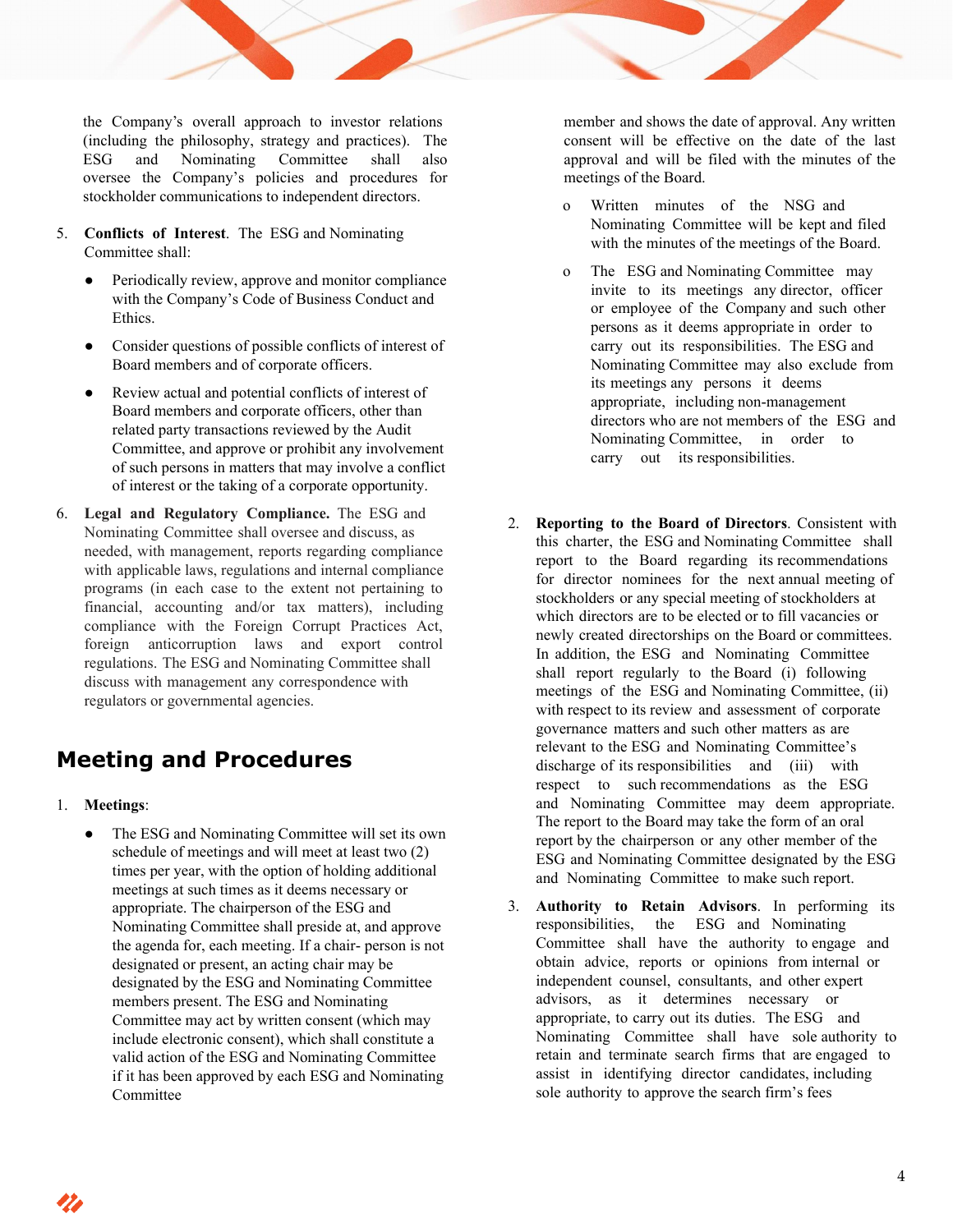the Company's overall approach to investor relations (including the philosophy, strategy and practices). The ESG and Nominating Committee shall also oversee the Company's policies and procedures for stockholder communications to independent directors.

5. **Conflicts of Interest**. The ESG and Nominating Committee shall:

   - Periodically review, approve and monitor compliance with the Company's Code of Business Conduct and Ethics.
   - Consider questions of possible conflicts of interest of Board members and of corporate officers.
   - Review actual and potential conflicts of interest of Board members and corporate officers, other than related party transactions reviewed by the Audit Committee, and approve or prohibit any involvement of such persons in matters that may involve a conflict of interest or the taking of a corporate opportunity.

6. **Legal and Regulatory Compliance.** The ESG and Nominating Committee shall oversee and discuss, as needed, with management, reports regarding compliance with applicable laws, regulations and internal compliance programs (in each case to the extent not pertaining to financial, accounting and/or tax matters), including compliance with the Foreign Corrupt Practices Act, foreign anticorruption laws and export control regulations. The ESG and Nominating Committee shall discuss with management any correspondence with regulators or governmental agencies.

## Meeting and Procedures

1. **Meetings**:

   - The ESG and Nominating Committee will set its own schedule of meetings and will meet at least two (2) times per year, with the option of holding additional meetings at such times as it deems necessary or appropriate. The chairperson of the ESG and Nominating Committee shall preside at, and approve the agenda for, each meeting. If a chair- person is not designated or present, an acting chair may be designated by the ESG and Nominating Committee members present. The ESG and Nominating Committee may act by written consent (which may include electronic consent), which shall constitute a valid action of the ESG and Nominating Committee if it has been approved by each ESG and Nominating Committee member and shows the date of approval. Any written consent will be effective on the date of the last approval and will be filed with the minutes of the meetings of the Board.
     - Written minutes of the NSG and Nominating Committee will be kept and filed with the minutes of the meetings of the Board.
     - The ESG and Nominating Committee may invite to its meetings any director, officer or employee of the Company and such other persons as it deems appropriate in order to carry out its responsibilities. The ESG and Nominating Committee may also exclude from its meetings any persons it deems appropriate, including non-management directors who are not members of the ESG and Nominating Committee, in order to carry out its responsibilities.

2. **Reporting to the Board of Directors**. Consistent with this charter, the ESG and Nominating Committee shall report to the Board regarding its recommendations for director nominees for the next annual meeting of stockholders or any special meeting of stockholders at which directors are to be elected or to fill vacancies or newly created directorships on the Board or committees. In addition, the ESG and Nominating Committee shall report regularly to the Board (i) following meetings of the ESG and Nominating Committee, (ii) with respect to its review and assessment of corporate governance matters and such other matters as are relevant to the ESG and Nominating Committee's discharge of its responsibilities and (iii) with respect to such recommendations as the ESG and Nominating Committee may deem appropriate. The report to the Board may take the form of an oral report by the chairperson or any other member of the ESG and Nominating Committee designated by the ESG and Nominating Committee to make such report.

3. **Authority to Retain Advisors**. In performing its responsibilities, the ESG and Nominating Committee shall have the authority to engage and obtain advice, reports or opinions from internal or independent counsel, consultants, and other expert advisors, as it determines necessary or appropriate, to carry out its duties. The ESG and Nominating Committee shall have sole authority to retain and terminate search firms that are engaged to assist in identifying director candidates, including sole authority to approve the search firm's fees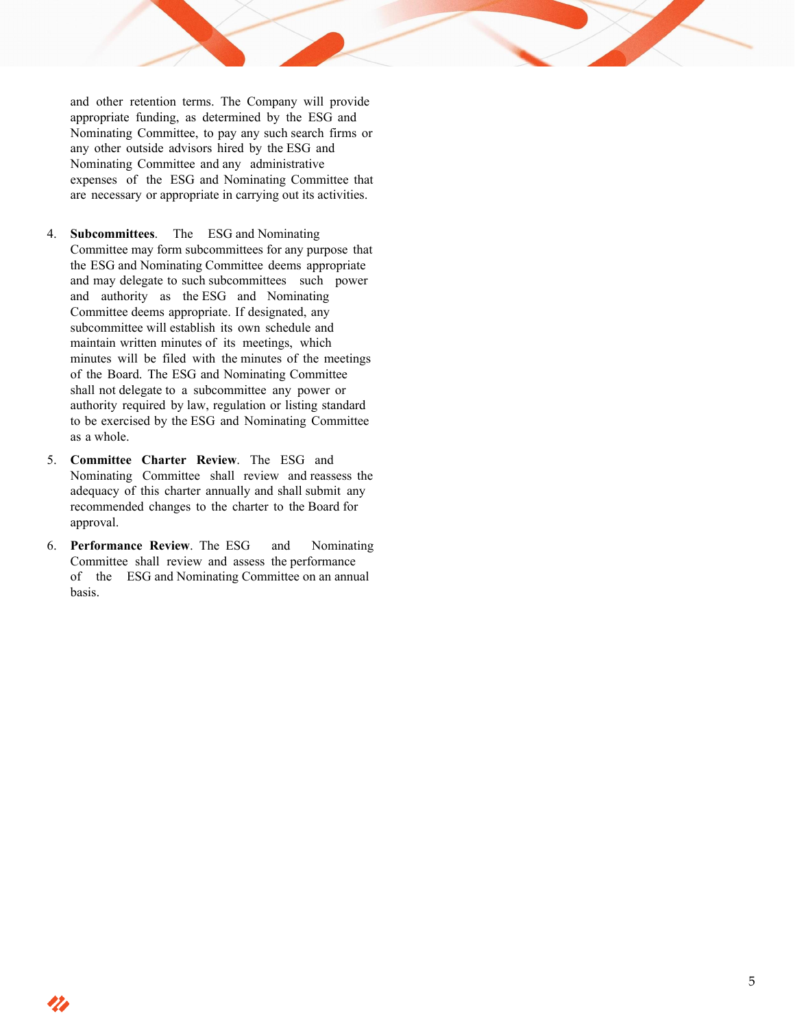and other retention terms. The Company will provide appropriate funding, as determined by the ESG and Nominating Committee, to pay any such search firms or any other outside advisors hired by the ESG and Nominating Committee and any administrative expenses of the ESG and Nominating Committee that are necessary or appropriate in carrying out its activities.

4. **Subcommittees**. The ESG and Nominating Committee may form subcommittees for any purpose that the ESG and Nominating Committee deems appropriate and may delegate to such subcommittees such power and authority as the ESG and Nominating Committee deems appropriate. If designated, any subcommittee will establish its own schedule and maintain written minutes of its meetings, which minutes will be filed with the minutes of the meetings of the Board. The ESG and Nominating Committee shall not delegate to a subcommittee any power or authority required by law, regulation or listing standard to be exercised by the ESG and Nominating Committee as a whole.

5. **Committee Charter Review**. The ESG and Nominating Committee shall review and reassess the adequacy of this charter annually and shall submit any recommended changes to the charter to the Board for approval.

6. **Performance Review**. The ESG and Nominating Committee shall review and assess the performance of the ESG and Nominating Committee on an annual basis.